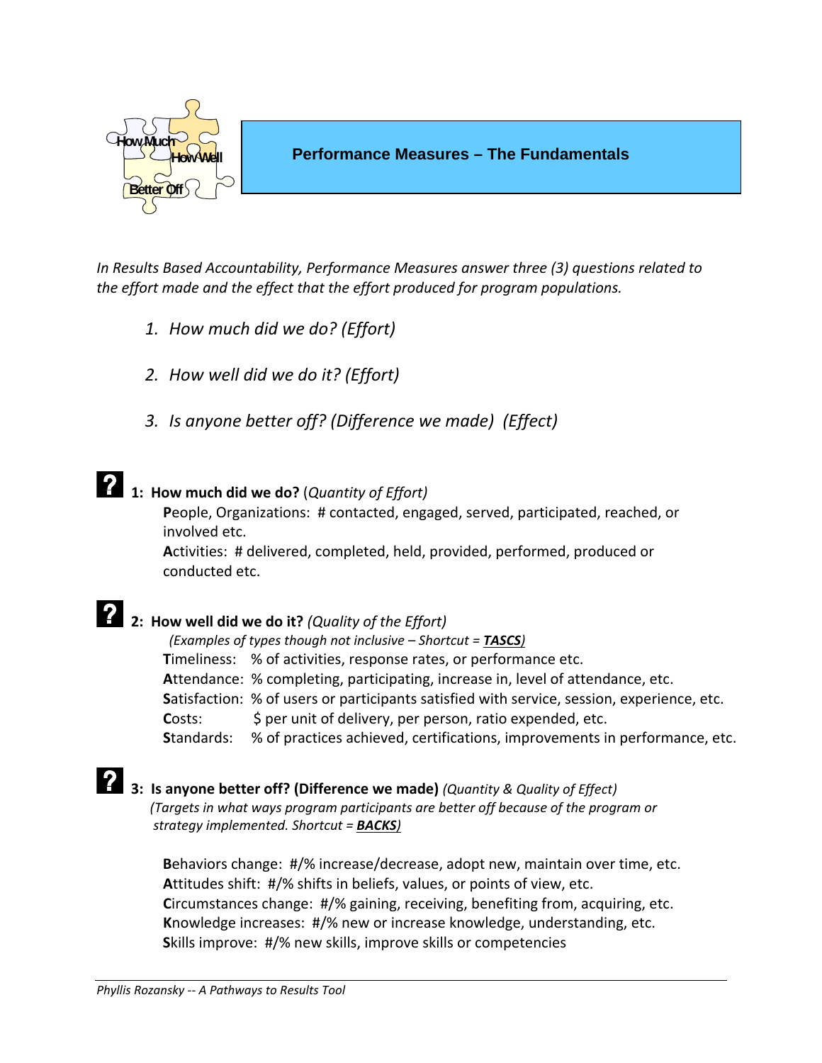# Performance Measures – The Fundamentals

*In Results Based Accountability, Performance Measures answer three (3) questions related to the effort made and the effect that the effort produced for program populations.*

1. *How much did we do? (Effort)*
2. *How well did we do it? (Effort)*
3. *Is anyone better off? (Difference we made) (Effect)*

## 1: How much did we do? (*Quantity of Effort*)

**P**eople, Organizations: # contacted, engaged, served, participated, reached, or involved etc.

**A**ctivities: # delivered, completed, held, provided, performed, produced or conducted etc.

## 2: How well did we do it? *(Quality of the Effort)*

*(Examples of types though not inclusive – Shortcut = **TASCS**)*

**T**imeliness: % of activities, response rates, or performance etc.

**A**ttendance: % completing, participating, increase in, level of attendance, etc.

**S**atisfaction: % of users or participants satisfied with service, session, experience, etc.

**C**osts: $ per unit of delivery, per person, ratio expended, etc.

**S**tandards: % of practices achieved, certifications, improvements in performance, etc.

## 3: Is anyone better off? (Difference we made) *(Quantity & Quality of Effect)*

*(Targets in what ways program participants are better off because of the program or strategy implemented. Shortcut = **BACKS**)*

**B**ehaviors change: #/% increase/decrease, adopt new, maintain over time, etc.

**A**ttitudes shift: #/% shifts in beliefs, values, or points of view, etc.

**C**ircumstances change: #/% gaining, receiving, benefiting from, acquiring, etc.

**K**nowledge increases: #/% new or increase knowledge, understanding, etc.

**S**kills improve: #/% new skills, improve skills or competencies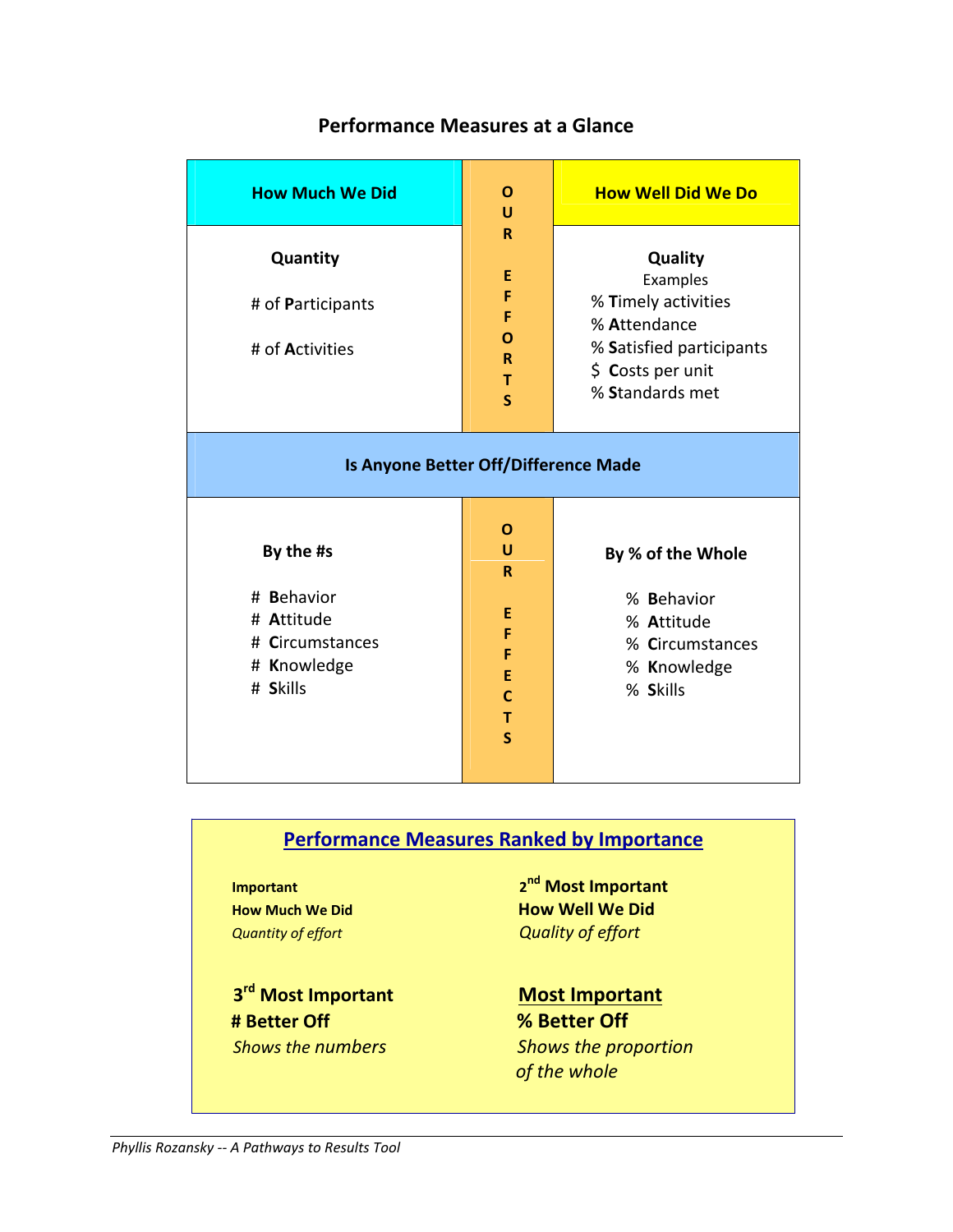## Performance Measures at a Glance

| How Much We Did | OUR EFFORTS | How Well Did We Do |
|---|---|---|
| **Quantity**<br><br># of **P**articipants<br><br># of **A**ctivities | | **Quality**<br>Examples<br>% **T**imely activities<br>% **A**ttendance<br>% **S**atisfied participants<br>$ **C**osts per unit<br>% **S**tandards met |
| **Is Anyone Better Off/Difference Made** | | |
| **By the #s**<br><br># **B**ehavior<br># **A**ttitude<br># **C**ircumstances<br># **K**nowledge<br># **S**kills | OUR EFFECTS | **By % of the Whole**<br><br>% **B**ehavior<br>% **A**ttitude<br>% **C**ircumstances<br>% **K**nowledge<br>% **S**kills |

### Performance Measures Ranked by Importance

**Important**
**How Much We Did**
*Quantity of effort*

**2nd Most Important**
**How Well We Did**
*Quality of effort*

**3rd Most Important**
**# Better Off**
*Shows the numbers*

**Most Important**
**% Better Off**
*Shows the proportion of the whole*

*Phyllis Rozansky -- A Pathways to Results Tool*